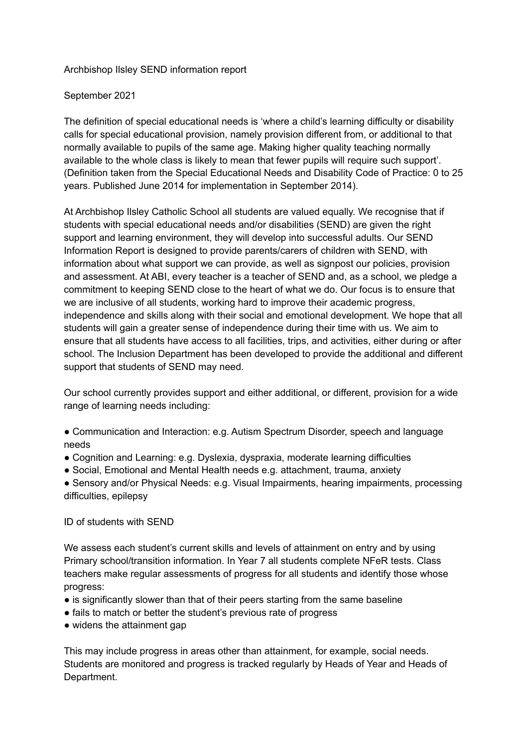# Archbishop Ilsley SEND information report

September 2021

The definition of special educational needs is 'where a child's learning difficulty or disability calls for special educational provision, namely provision different from, or additional to that normally available to pupils of the same age. Making higher quality teaching normally available to the whole class is likely to mean that fewer pupils will require such support'. (Definition taken from the Special Educational Needs and Disability Code of Practice: 0 to 25 years. Published June 2014 for implementation in September 2014).

At Archbishop Ilsley Catholic School all students are valued equally. We recognise that if students with special educational needs and/or disabilities (SEND) are given the right support and learning environment, they will develop into successful adults. Our SEND Information Report is designed to provide parents/carers of children with SEND, with information about what support we can provide, as well as signpost our policies, provision and assessment. At ABI, every teacher is a teacher of SEND and, as a school, we pledge a commitment to keeping SEND close to the heart of what we do. Our focus is to ensure that we are inclusive of all students, working hard to improve their academic progress, independence and skills along with their social and emotional development. We hope that all students will gain a greater sense of independence during their time with us. We aim to ensure that all students have access to all facilities, trips, and activities, either during or after school. The Inclusion Department has been developed to provide the additional and different support that students of SEND may need.

Our school currently provides support and either additional, or different, provision for a wide range of learning needs including:

- Communication and Interaction: e.g. Autism Spectrum Disorder, speech and language needs
- Cognition and Learning: e.g. Dyslexia, dyspraxia, moderate learning difficulties
- Social, Emotional and Mental Health needs e.g. attachment, trauma, anxiety
- Sensory and/or Physical Needs: e.g. Visual Impairments, hearing impairments, processing difficulties, epilepsy

## ID of students with SEND

We assess each student's current skills and levels of attainment on entry and by using Primary school/transition information. In Year 7 all students complete NFeR tests. Class teachers make regular assessments of progress for all students and identify those whose progress:

- is significantly slower than that of their peers starting from the same baseline
- fails to match or better the student's previous rate of progress
- widens the attainment gap

This may include progress in areas other than attainment, for example, social needs. Students are monitored and progress is tracked regularly by Heads of Year and Heads of Department.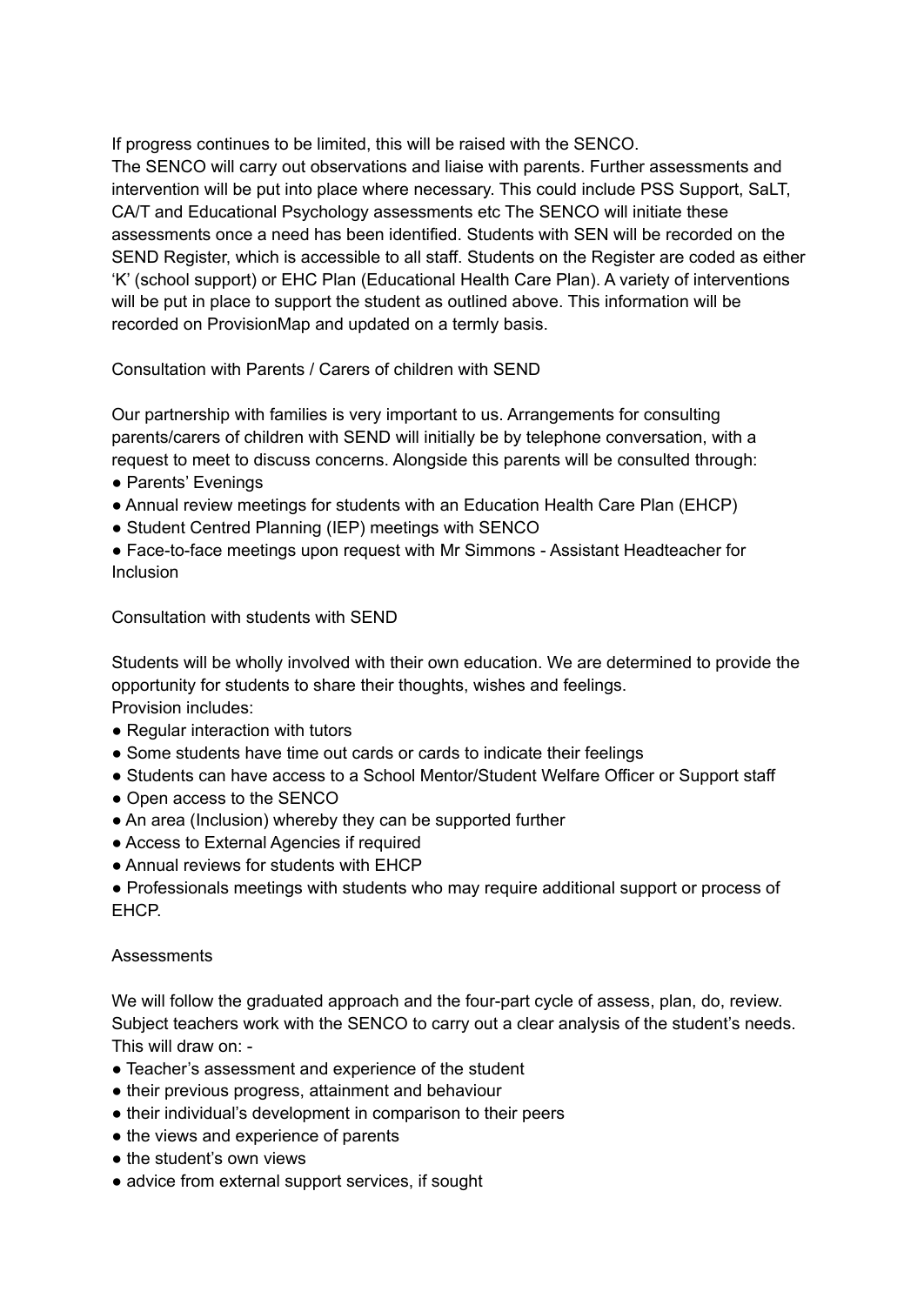If progress continues to be limited, this will be raised with the SENCO.
The SENCO will carry out observations and liaise with parents. Further assessments and intervention will be put into place where necessary. This could include PSS Support, SaLT, CA/T and Educational Psychology assessments etc The SENCO will initiate these assessments once a need has been identified. Students with SEN will be recorded on the SEND Register, which is accessible to all staff. Students on the Register are coded as either 'K' (school support) or EHC Plan (Educational Health Care Plan). A variety of interventions will be put in place to support the student as outlined above. This information will be recorded on ProvisionMap and updated on a termly basis.

Consultation with Parents / Carers of children with SEND

Our partnership with families is very important to us. Arrangements for consulting parents/carers of children with SEND will initially be by telephone conversation, with a request to meet to discuss concerns. Alongside this parents will be consulted through:

- Parents' Evenings
- Annual review meetings for students with an Education Health Care Plan (EHCP)
- Student Centred Planning (IEP) meetings with SENCO
- Face-to-face meetings upon request with Mr Simmons - Assistant Headteacher for Inclusion

Consultation with students with SEND

Students will be wholly involved with their own education. We are determined to provide the opportunity for students to share their thoughts, wishes and feelings.
Provision includes:

- Regular interaction with tutors
- Some students have time out cards or cards to indicate their feelings
- Students can have access to a School Mentor/Student Welfare Officer or Support staff
- Open access to the SENCO
- An area (Inclusion) whereby they can be supported further
- Access to External Agencies if required
- Annual reviews for students with EHCP
- Professionals meetings with students who may require additional support or process of EHCP.

Assessments

We will follow the graduated approach and the four-part cycle of assess, plan, do, review. Subject teachers work with the SENCO to carry out a clear analysis of the student's needs. This will draw on: -

- Teacher's assessment and experience of the student
- their previous progress, attainment and behaviour
- their individual's development in comparison to their peers
- the views and experience of parents
- the student's own views
- advice from external support services, if sought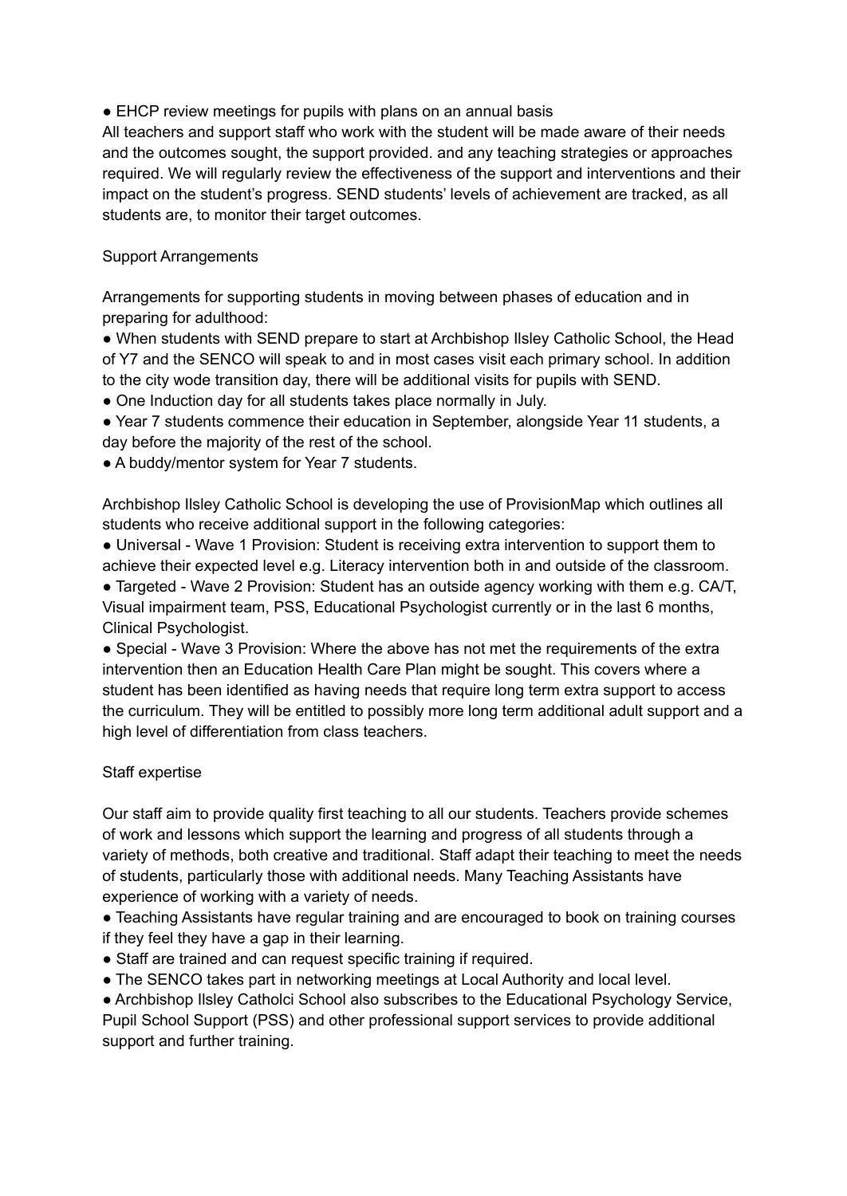- EHCP review meetings for pupils with plans on an annual basis

All teachers and support staff who work with the student will be made aware of their needs and the outcomes sought, the support provided. and any teaching strategies or approaches required. We will regularly review the effectiveness of the support and interventions and their impact on the student's progress. SEND students' levels of achievement are tracked, as all students are, to monitor their target outcomes.

## Support Arrangements

Arrangements for supporting students in moving between phases of education and in preparing for adulthood:

- When students with SEND prepare to start at Archbishop Ilsley Catholic School, the Head of Y7 and the SENCO will speak to and in most cases visit each primary school. In addition to the city wode transition day, there will be additional visits for pupils with SEND.
- One Induction day for all students takes place normally in July.
- Year 7 students commence their education in September, alongside Year 11 students, a day before the majority of the rest of the school.
- A buddy/mentor system for Year 7 students.

Archbishop Ilsley Catholic School is developing the use of ProvisionMap which outlines all students who receive additional support in the following categories:

- Universal - Wave 1 Provision: Student is receiving extra intervention to support them to achieve their expected level e.g. Literacy intervention both in and outside of the classroom.
- Targeted - Wave 2 Provision: Student has an outside agency working with them e.g. CA/T, Visual impairment team, PSS, Educational Psychologist currently or in the last 6 months, Clinical Psychologist.
- Special - Wave 3 Provision: Where the above has not met the requirements of the extra intervention then an Education Health Care Plan might be sought. This covers where a student has been identified as having needs that require long term extra support to access the curriculum. They will be entitled to possibly more long term additional adult support and a high level of differentiation from class teachers.

## Staff expertise

Our staff aim to provide quality first teaching to all our students. Teachers provide schemes of work and lessons which support the learning and progress of all students through a variety of methods, both creative and traditional. Staff adapt their teaching to meet the needs of students, particularly those with additional needs. Many Teaching Assistants have experience of working with a variety of needs.

- Teaching Assistants have regular training and are encouraged to book on training courses if they feel they have a gap in their learning.
- Staff are trained and can request specific training if required.
- The SENCO takes part in networking meetings at Local Authority and local level.
- Archbishop Ilsley Catholci School also subscribes to the Educational Psychology Service, Pupil School Support (PSS) and other professional support services to provide additional support and further training.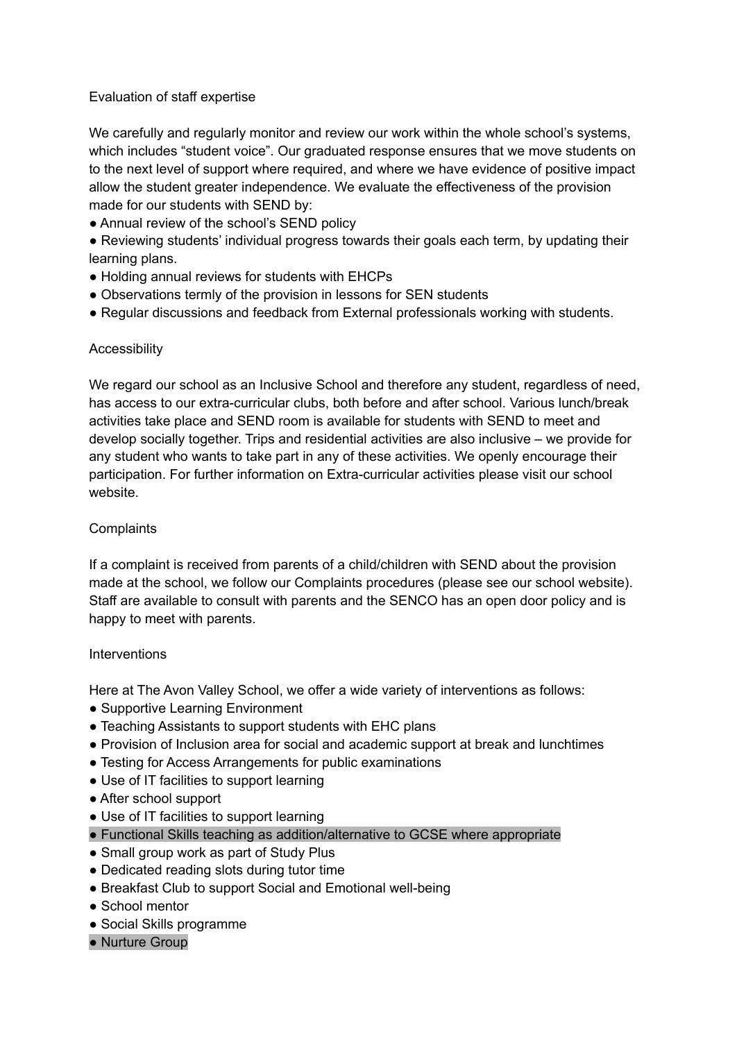## Evaluation of staff expertise

We carefully and regularly monitor and review our work within the whole school's systems, which includes "student voice". Our graduated response ensures that we move students on to the next level of support where required, and where we have evidence of positive impact allow the student greater independence. We evaluate the effectiveness of the provision made for our students with SEND by:

- Annual review of the school's SEND policy
- Reviewing students' individual progress towards their goals each term, by updating their learning plans.
- Holding annual reviews for students with EHCPs
- Observations termly of the provision in lessons for SEN students
- Regular discussions and feedback from External professionals working with students.

## Accessibility

We regard our school as an Inclusive School and therefore any student, regardless of need, has access to our extra-curricular clubs, both before and after school. Various lunch/break activities take place and SEND room is available for students with SEND to meet and develop socially together. Trips and residential activities are also inclusive – we provide for any student who wants to take part in any of these activities. We openly encourage their participation. For further information on Extra-curricular activities please visit our school website.

## Complaints

If a complaint is received from parents of a child/children with SEND about the provision made at the school, we follow our Complaints procedures (please see our school website). Staff are available to consult with parents and the SENCO has an open door policy and is happy to meet with parents.

## Interventions

Here at The Avon Valley School, we offer a wide variety of interventions as follows:

- Supportive Learning Environment
- Teaching Assistants to support students with EHC plans
- Provision of Inclusion area for social and academic support at break and lunchtimes
- Testing for Access Arrangements for public examinations
- Use of IT facilities to support learning
- After school support
- Use of IT facilities to support learning
- Functional Skills teaching as addition/alternative to GCSE where appropriate
- Small group work as part of Study Plus
- Dedicated reading slots during tutor time
- Breakfast Club to support Social and Emotional well-being
- School mentor
- Social Skills programme
- Nurture Group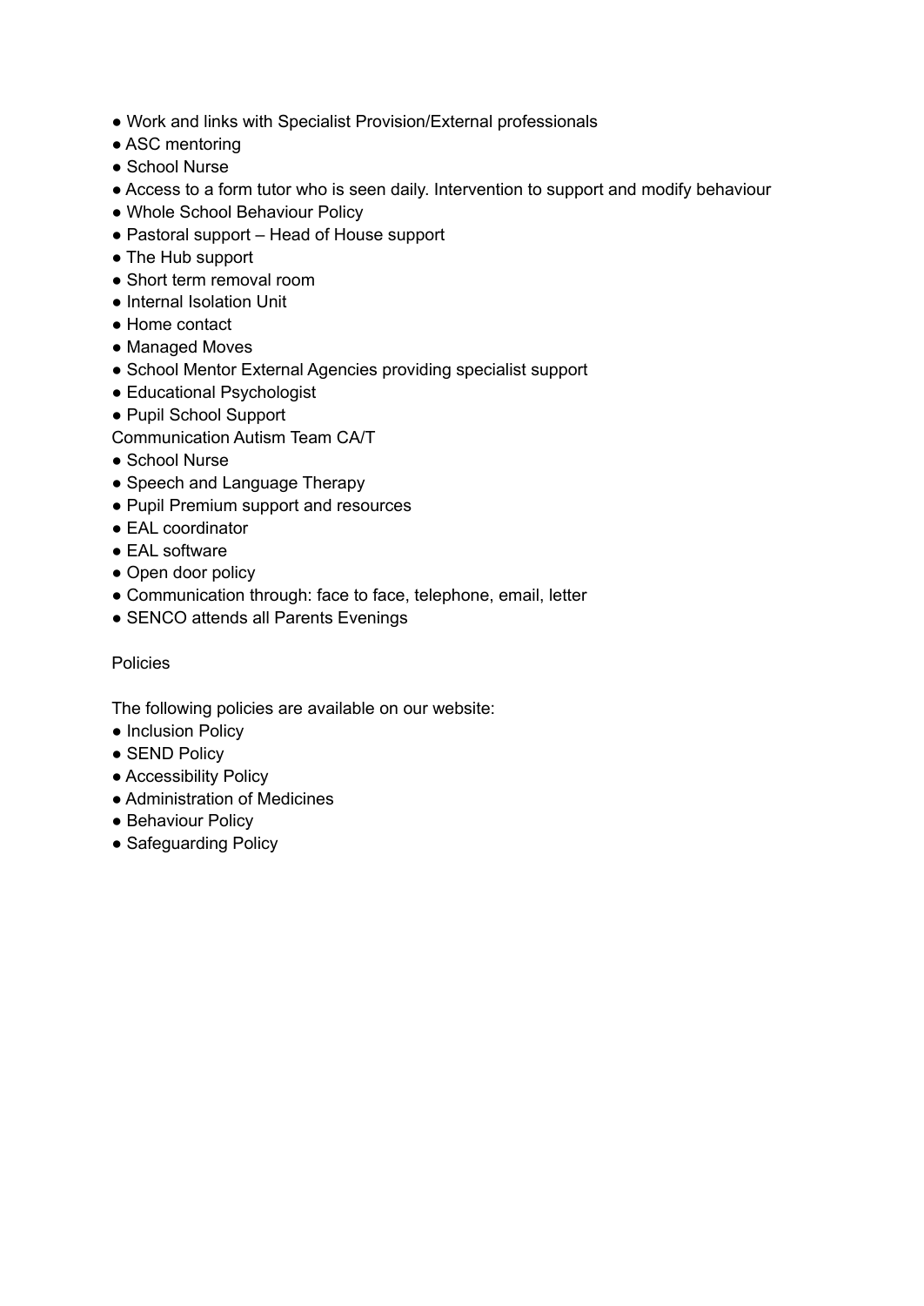- Work and links with Specialist Provision/External professionals
- ASC mentoring
- School Nurse
- Access to a form tutor who is seen daily. Intervention to support and modify behaviour
- Whole School Behaviour Policy
- Pastoral support – Head of House support
- The Hub support
- Short term removal room
- Internal Isolation Unit
- Home contact
- Managed Moves
- School Mentor External Agencies providing specialist support
- Educational Psychologist
- Pupil School Support

Communication Autism Team CA/T

- School Nurse
- Speech and Language Therapy
- Pupil Premium support and resources
- EAL coordinator
- EAL software
- Open door policy
- Communication through: face to face, telephone, email, letter
- SENCO attends all Parents Evenings

## Policies

The following policies are available on our website:

- Inclusion Policy
- SEND Policy
- Accessibility Policy
- Administration of Medicines
- Behaviour Policy
- Safeguarding Policy